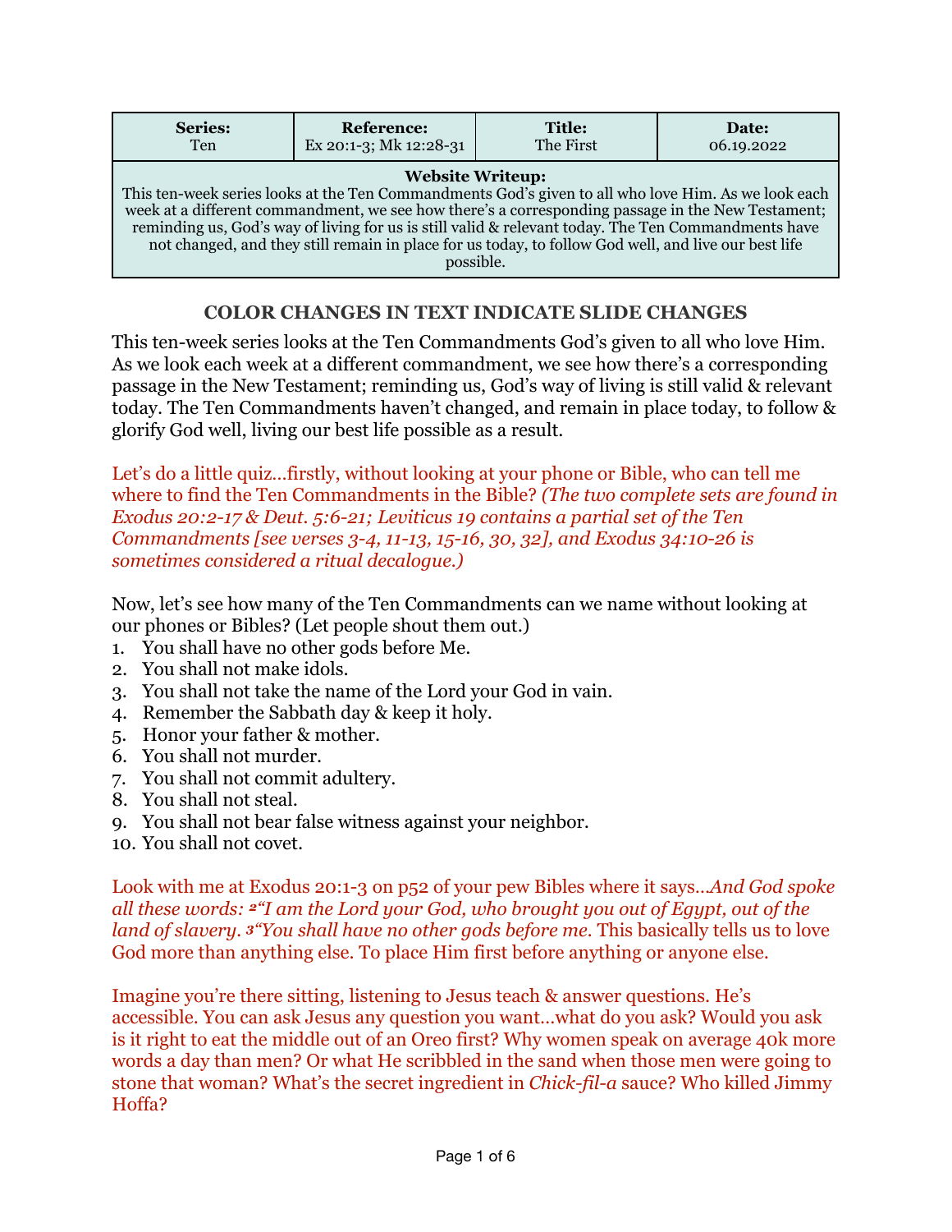| Series: Ten | Reference: Ex 20:1-3; Mk 12:28-31 | Title: The First | Date: 06.19.2022 |
|---|---|---|---|
| **Website Writeup:** This ten-week series looks at the Ten Commandments God's given to all who love Him. As we look each week at a different commandment, we see how there's a corresponding passage in the New Testament; reminding us, God's way of living for us is still valid & relevant today. The Ten Commandments have not changed, and they still remain in place for us today, to follow God well, and live our best life possible. | | | |

## COLOR CHANGES IN TEXT INDICATE SLIDE CHANGES

This ten-week series looks at the Ten Commandments God's given to all who love Him. As we look each week at a different commandment, we see how there's a corresponding passage in the New Testament; reminding us, God's way of living is still valid & relevant today. The Ten Commandments haven't changed, and remain in place today, to follow & glorify God well, living our best life possible as a result.

Let's do a little quiz…firstly, without looking at your phone or Bible, who can tell me where to find the Ten Commandments in the Bible? *(The two complete sets are found in Exodus 20:2-17 & Deut. 5:6-21; Leviticus 19 contains a partial set of the Ten Commandments [see verses 3-4, 11-13, 15-16, 30, 32], and Exodus 34:10-26 is sometimes considered a ritual decalogue.)*

Now, let's see how many of the Ten Commandments can we name without looking at our phones or Bibles? (Let people shout them out.)

1. You shall have no other gods before Me.
2. You shall not make idols.
3. You shall not take the name of the Lord your God in vain.
4. Remember the Sabbath day & keep it holy.
5. Honor your father & mother.
6. You shall not murder.
7. You shall not commit adultery.
8. You shall not steal.
9. You shall not bear false witness against your neighbor.
10. You shall not covet.

Look with me at Exodus 20:1-3 on p52 of your pew Bibles where it says…*And God spoke all these words: [2]"I am the Lord your God, who brought you out of Egypt, out of the land of slavery. [3]"You shall have no other gods before me.* This basically tells us to love God more than anything else. To place Him first before anything or anyone else.

Imagine you're there sitting, listening to Jesus teach & answer questions. He's accessible. You can ask Jesus any question you want…what do you ask? Would you ask is it right to eat the middle out of an Oreo first? Why women speak on average 40k more words a day than men? Or what He scribbled in the sand when those men were going to stone that woman? What's the secret ingredient in *Chick-fil-a* sauce? Who killed Jimmy Hoffa?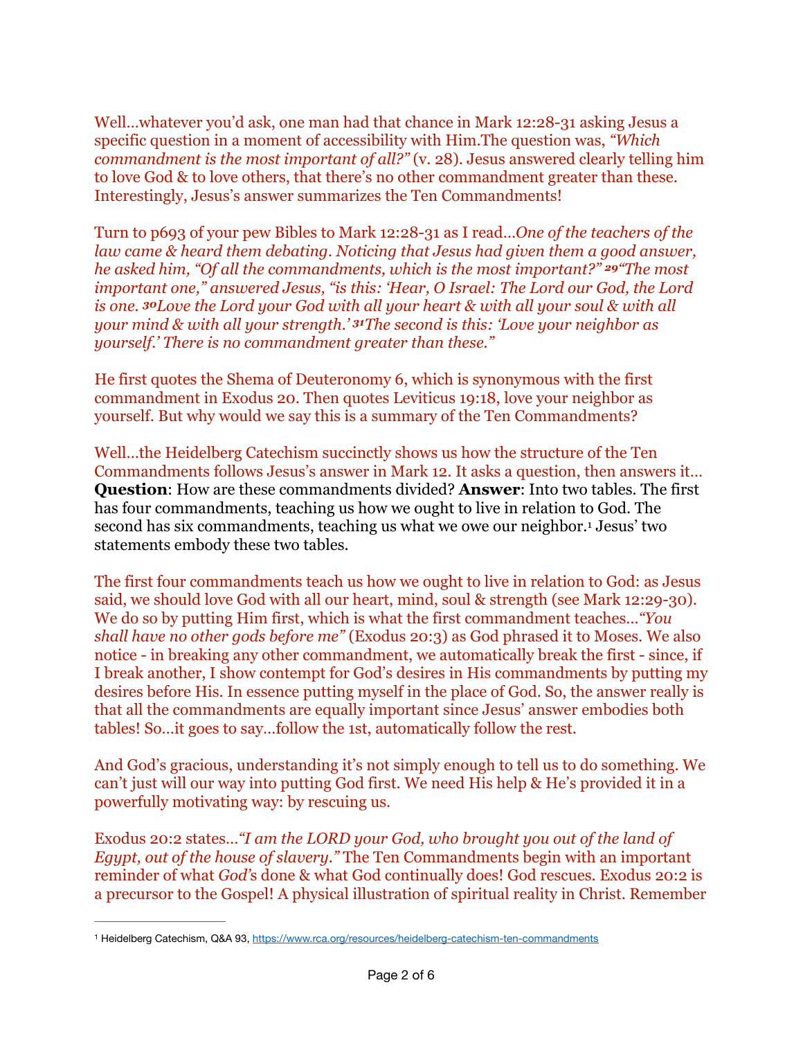Well…whatever you'd ask, one man had that chance in Mark 12:28-31 asking Jesus a specific question in a moment of accessibility with Him.The question was, *"Which commandment is the most important of all?"* (v. 28). Jesus answered clearly telling him to love God & to love others, that there's no other commandment greater than these. Interestingly, Jesus's answer summarizes the Ten Commandments!

Turn to p693 of your pew Bibles to Mark 12:28-31 as I read…*One of the teachers of the law came & heard them debating. Noticing that Jesus had given them a good answer, he asked him, "Of all the commandments, which is the most important?" **29**"The most important one," answered Jesus, "is this: 'Hear, O Israel: The Lord our God, the Lord is one. **30**Love the Lord your God with all your heart & with all your soul & with all your mind & with all your strength.' **31**The second is this: 'Love your neighbor as yourself.' There is no commandment greater than these."*

He first quotes the Shema of Deuteronomy 6, which is synonymous with the first commandment in Exodus 20. Then quotes Leviticus 19:18, love your neighbor as yourself. But why would we say this is a summary of the Ten Commandments?

Well…the Heidelberg Catechism succinctly shows us how the structure of the Ten Commandments follows Jesus's answer in Mark 12. It asks a question, then answers it… **Question**: How are these commandments divided? **Answer**: Into two tables. The first has four commandments, teaching us how we ought to live in relation to God. The second has six commandments, teaching us what we owe our neighbor.[1] Jesus' two statements embody these two tables.

The first four commandments teach us how we ought to live in relation to God: as Jesus said, we should love God with all our heart, mind, soul & strength (see Mark 12:29-30). We do so by putting Him first, which is what the first commandment teaches…*"You shall have no other gods before me"* (Exodus 20:3) as God phrased it to Moses. We also notice - in breaking any other commandment, we automatically break the first - since, if I break another, I show contempt for God's desires in His commandments by putting my desires before His. In essence putting myself in the place of God. So, the answer really is that all the commandments are equally important since Jesus' answer embodies both tables! So…it goes to say…follow the 1st, automatically follow the rest.

And God's gracious, understanding it's not simply enough to tell us to do something. We can't just will our way into putting God first. We need His help & He's provided it in a powerfully motivating way: by rescuing us.

Exodus 20:2 states…*"I am the LORD your God, who brought you out of the land of Egypt, out of the house of slavery."* The Ten Commandments begin with an important reminder of what *God's* done & what God continually does! God rescues. Exodus 20:2 is a precursor to the Gospel! A physical illustration of spiritual reality in Christ. Remember

---

[1] Heidelberg Catechism, Q&A 93, https://www.rca.org/resources/heidelberg-catechism-ten-commandments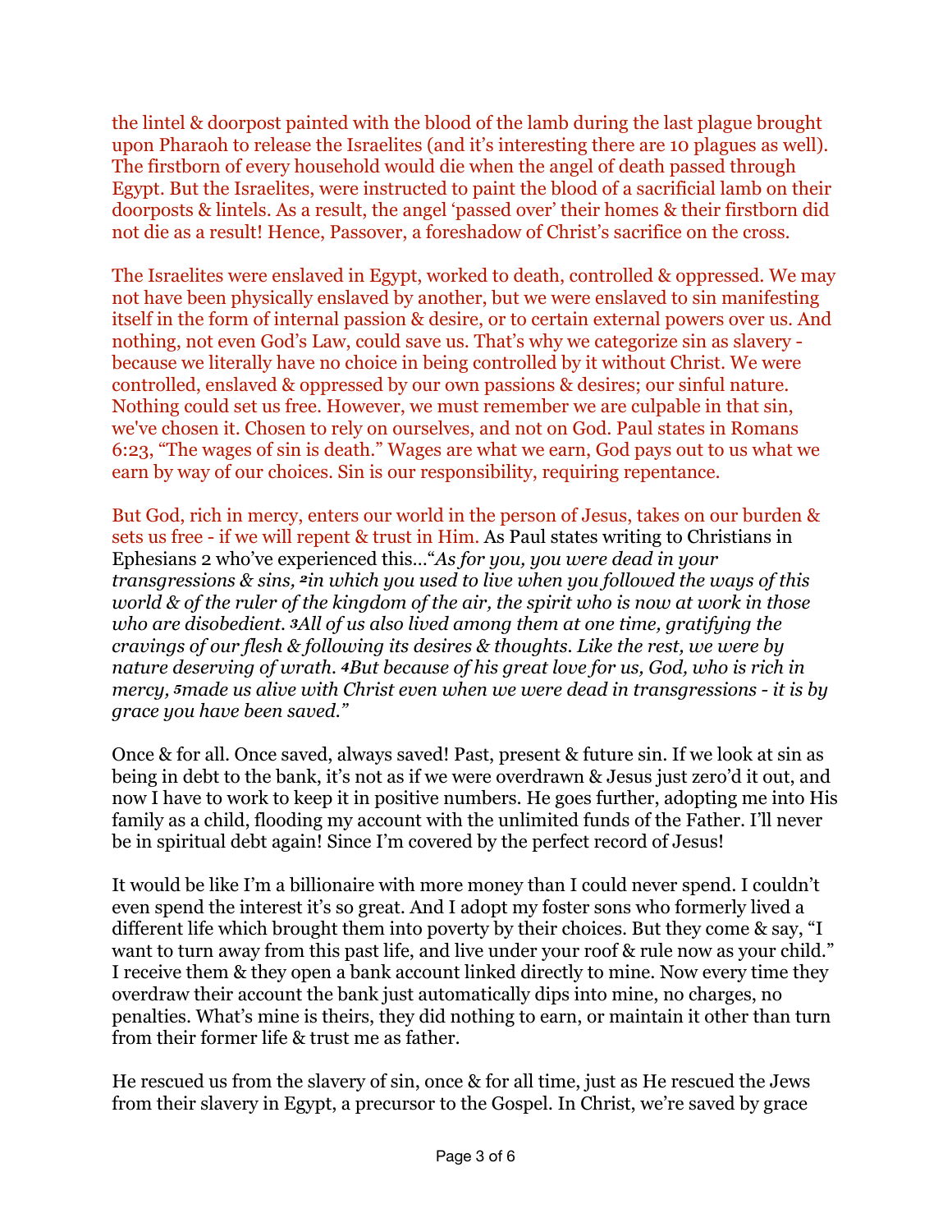the lintel & doorpost painted with the blood of the lamb during the last plague brought upon Pharaoh to release the Israelites (and it's interesting there are 10 plagues as well). The firstborn of every household would die when the angel of death passed through Egypt. But the Israelites, were instructed to paint the blood of a sacrificial lamb on their doorposts & lintels. As a result, the angel 'passed over' their homes & their firstborn did not die as a result! Hence, Passover, a foreshadow of Christ's sacrifice on the cross.

The Israelites were enslaved in Egypt, worked to death, controlled & oppressed. We may not have been physically enslaved by another, but we were enslaved to sin manifesting itself in the form of internal passion & desire, or to certain external powers over us. And nothing, not even God's Law, could save us. That's why we categorize sin as slavery - because we literally have no choice in being controlled by it without Christ. We were controlled, enslaved & oppressed by our own passions & desires; our sinful nature. Nothing could set us free. However, we must remember we are culpable in that sin, we've chosen it. Chosen to rely on ourselves, and not on God. Paul states in Romans 6:23, "The wages of sin is death." Wages are what we earn, God pays out to us what we earn by way of our choices. Sin is our responsibility, requiring repentance.

But God, rich in mercy, enters our world in the person of Jesus, takes on our burden & sets us free - if we will repent & trust in Him. As Paul states writing to Christians in Ephesians 2 who've experienced this…"*As for you, you were dead in your transgressions & sins, 2in which you used to live when you followed the ways of this world & of the ruler of the kingdom of the air, the spirit who is now at work in those who are disobedient. 3All of us also lived among them at one time, gratifying the cravings of our flesh & following its desires & thoughts. Like the rest, we were by nature deserving of wrath. 4But because of his great love for us, God, who is rich in mercy, 5made us alive with Christ even when we were dead in transgressions - it is by grace you have been saved."*

Once & for all. Once saved, always saved! Past, present & future sin. If we look at sin as being in debt to the bank, it's not as if we were overdrawn & Jesus just zero'd it out, and now I have to work to keep it in positive numbers. He goes further, adopting me into His family as a child, flooding my account with the unlimited funds of the Father. I'll never be in spiritual debt again! Since I'm covered by the perfect record of Jesus!

It would be like I'm a billionaire with more money than I could never spend. I couldn't even spend the interest it's so great. And I adopt my foster sons who formerly lived a different life which brought them into poverty by their choices. But they come & say, "I want to turn away from this past life, and live under your roof & rule now as your child." I receive them & they open a bank account linked directly to mine. Now every time they overdraw their account the bank just automatically dips into mine, no charges, no penalties. What's mine is theirs, they did nothing to earn, or maintain it other than turn from their former life & trust me as father.

He rescued us from the slavery of sin, once & for all time, just as He rescued the Jews from their slavery in Egypt, a precursor to the Gospel. In Christ, we're saved by grace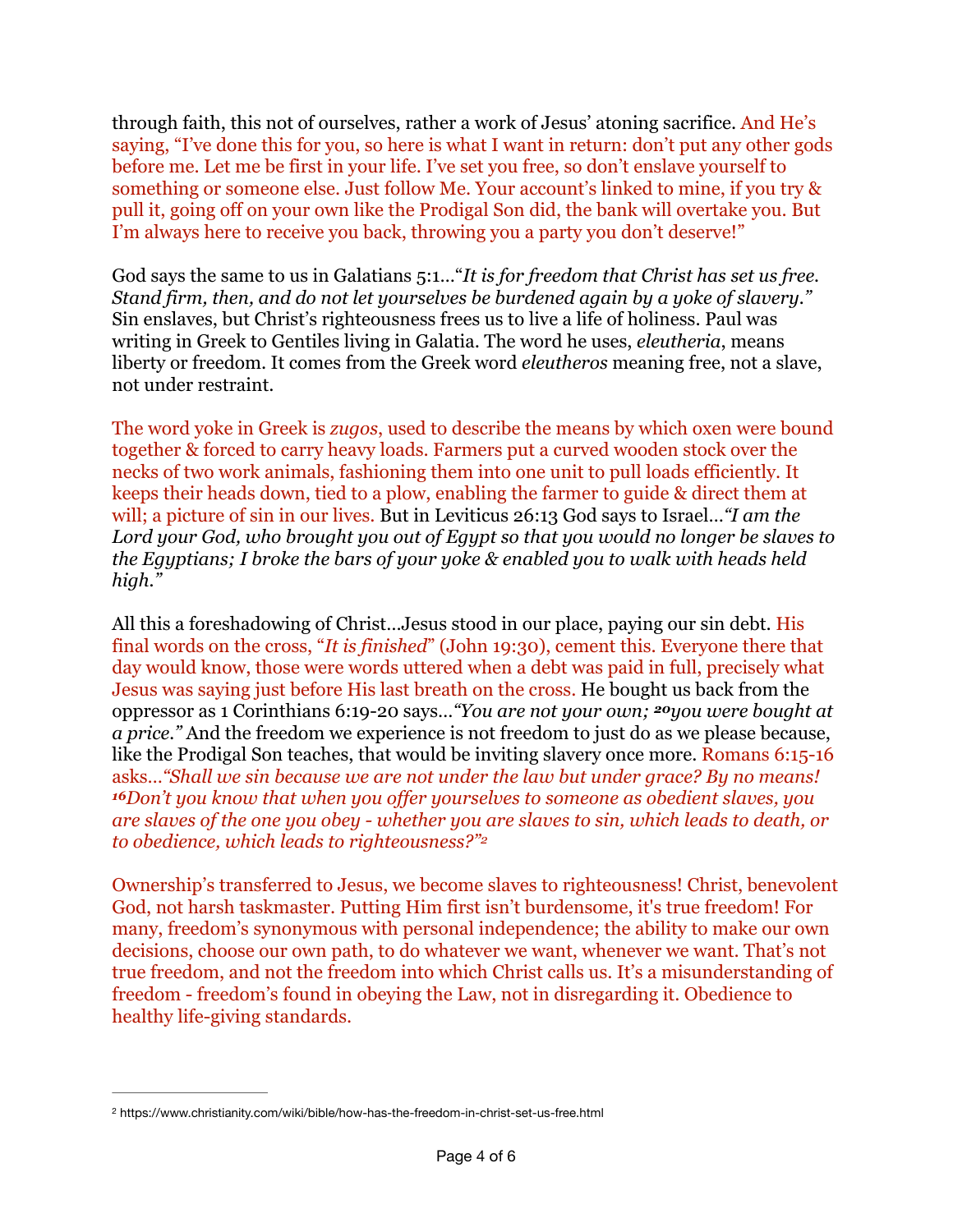through faith, this not of ourselves, rather a work of Jesus' atoning sacrifice. And He's saying, "I've done this for you, so here is what I want in return: don't put any other gods before me. Let me be first in your life. I've set you free, so don't enslave yourself to something or someone else. Just follow Me. Your account's linked to mine, if you try & pull it, going off on your own like the Prodigal Son did, the bank will overtake you. But I'm always here to receive you back, throwing you a party you don't deserve!"

God says the same to us in Galatians 5:1…"*It is for freedom that Christ has set us free. Stand firm, then, and do not let yourselves be burdened again by a yoke of slavery."* Sin enslaves, but Christ's righteousness frees us to live a life of holiness. Paul was writing in Greek to Gentiles living in Galatia. The word he uses, *eleutheria*, means liberty or freedom. It comes from the Greek word *eleutheros* meaning free, not a slave, not under restraint.

The word yoke in Greek is *zugos*, used to describe the means by which oxen were bound together & forced to carry heavy loads. Farmers put a curved wooden stock over the necks of two work animals, fashioning them into one unit to pull loads efficiently. It keeps their heads down, tied to a plow, enabling the farmer to guide & direct them at will; a picture of sin in our lives. But in Leviticus 26:13 God says to Israel…*"I am the Lord your God, who brought you out of Egypt so that you would no longer be slaves to the Egyptians; I broke the bars of your yoke & enabled you to walk with heads held high."*

All this a foreshadowing of Christ…Jesus stood in our place, paying our sin debt. His final words on the cross, "*It is finished*" (John 19:30), cement this. Everyone there that day would know, those were words uttered when a debt was paid in full, precisely what Jesus was saying just before His last breath on the cross. He bought us back from the oppressor as 1 Corinthians 6:19-20 says…*"You are not your own; 20you were bought at a price."* And the freedom we experience is not freedom to just do as we please because, like the Prodigal Son teaches, that would be inviting slavery once more. Romans 6:15-16 asks…*"Shall we sin because we are not under the law but under grace? By no means! 16Don't you know that when you offer yourselves to someone as obedient slaves, you are slaves of the one you obey - whether you are slaves to sin, which leads to death, or to obedience, which leads to righteousness?"*[2]

Ownership's transferred to Jesus, we become slaves to righteousness! Christ, benevolent God, not harsh taskmaster. Putting Him first isn't burdensome, it's true freedom! For many, freedom's synonymous with personal independence; the ability to make our own decisions, choose our own path, to do whatever we want, whenever we want. That's not true freedom, and not the freedom into which Christ calls us. It's a misunderstanding of freedom - freedom's found in obeying the Law, not in disregarding it. Obedience to healthy life-giving standards.

---

[2] https://www.christianity.com/wiki/bible/how-has-the-freedom-in-christ-set-us-free.html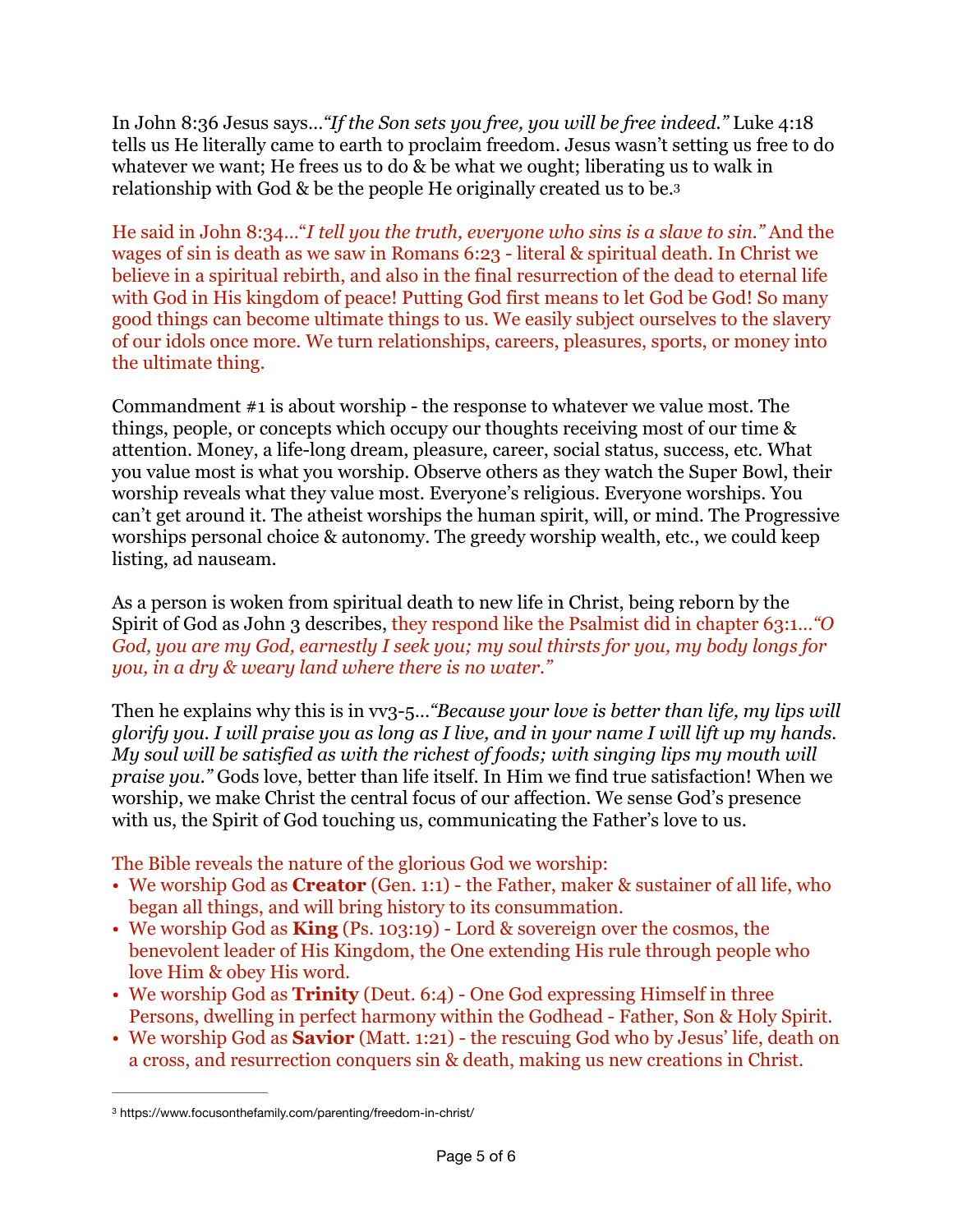In John 8:36 Jesus says…*"If the Son sets you free, you will be free indeed."* Luke 4:18 tells us He literally came to earth to proclaim freedom. Jesus wasn't setting us free to do whatever we want; He frees us to do & be what we ought; liberating us to walk in relationship with God & be the people He originally created us to be.[3]

He said in John 8:34…"*I tell you the truth, everyone who sins is a slave to sin."* And the wages of sin is death as we saw in Romans 6:23 - literal & spiritual death. In Christ we believe in a spiritual rebirth, and also in the final resurrection of the dead to eternal life with God in His kingdom of peace! Putting God first means to let God be God! So many good things can become ultimate things to us. We easily subject ourselves to the slavery of our idols once more. We turn relationships, careers, pleasures, sports, or money into the ultimate thing.

Commandment #1 is about worship - the response to whatever we value most. The things, people, or concepts which occupy our thoughts receiving most of our time & attention. Money, a life-long dream, pleasure, career, social status, success, etc. What you value most is what you worship. Observe others as they watch the Super Bowl, their worship reveals what they value most. Everyone's religious. Everyone worships. You can't get around it. The atheist worships the human spirit, will, or mind. The Progressive worships personal choice & autonomy. The greedy worship wealth, etc., we could keep listing, ad nauseam.

As a person is woken from spiritual death to new life in Christ, being reborn by the Spirit of God as John 3 describes, they respond like the Psalmist did in chapter 63:1…*"O God, you are my God, earnestly I seek you; my soul thirsts for you, my body longs for you, in a dry & weary land where there is no water."*

Then he explains why this is in vv3-5…*"Because your love is better than life, my lips will glorify you. I will praise you as long as I live, and in your name I will lift up my hands. My soul will be satisfied as with the richest of foods; with singing lips my mouth will praise you."* Gods love, better than life itself. In Him we find true satisfaction! When we worship, we make Christ the central focus of our affection. We sense God's presence with us, the Spirit of God touching us, communicating the Father's love to us.

The Bible reveals the nature of the glorious God we worship:

- We worship God as **Creator** (Gen. 1:1) - the Father, maker & sustainer of all life, who began all things, and will bring history to its consummation.
- We worship God as **King** (Ps. 103:19) - Lord & sovereign over the cosmos, the benevolent leader of His Kingdom, the One extending His rule through people who love Him & obey His word.
- We worship God as **Trinity** (Deut. 6:4) - One God expressing Himself in three Persons, dwelling in perfect harmony within the Godhead - Father, Son & Holy Spirit.
- We worship God as **Savior** (Matt. 1:21) - the rescuing God who by Jesus' life, death on a cross, and resurrection conquers sin & death, making us new creations in Christ.

---

[3] https://www.focusonthefamily.com/parenting/freedom-in-christ/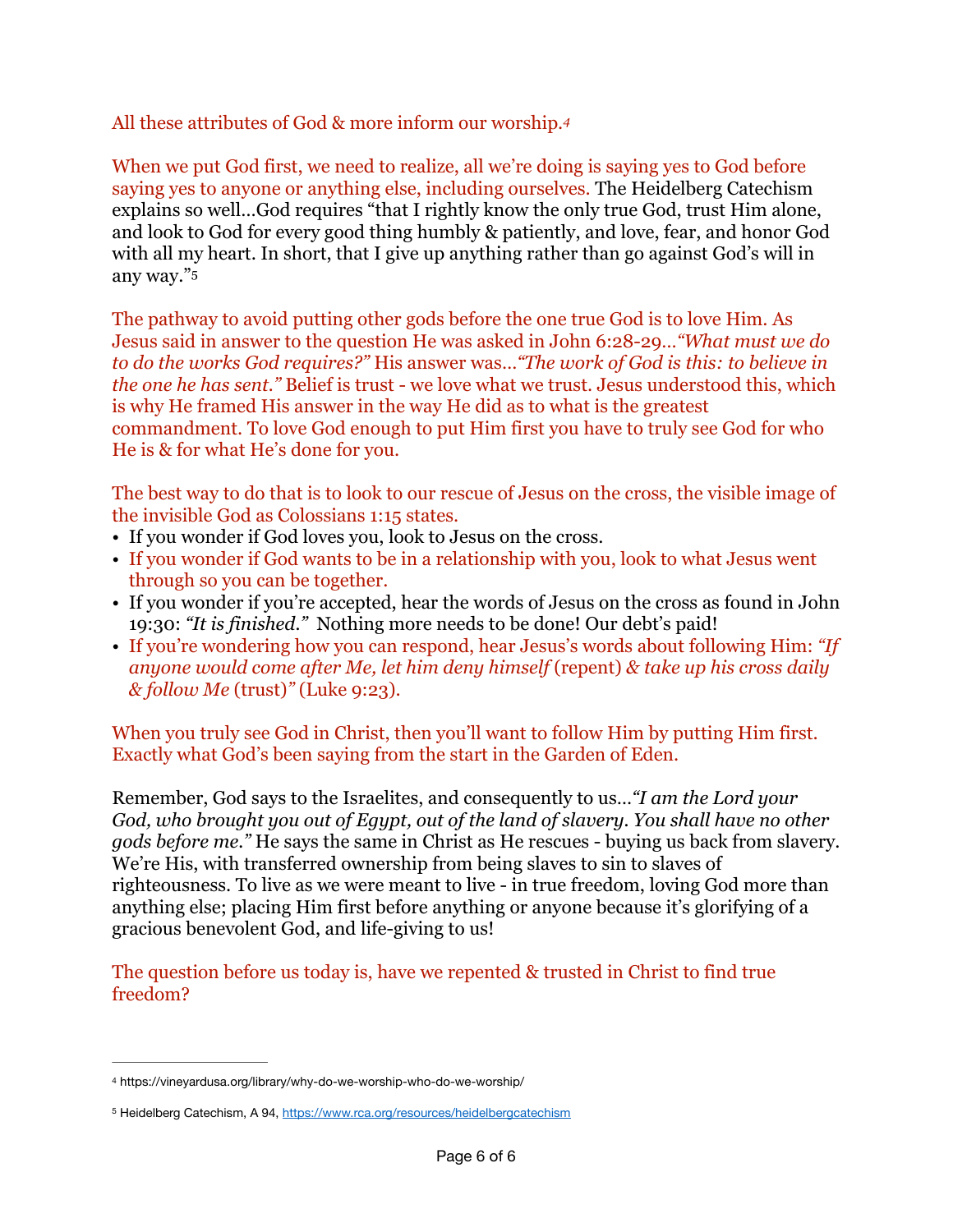All these attributes of God & more inform our worship.[4]

When we put God first, we need to realize, all we're doing is saying yes to God before saying yes to anyone or anything else, including ourselves. The Heidelberg Catechism explains so well…God requires "that I rightly know the only true God, trust Him alone, and look to God for every good thing humbly & patiently, and love, fear, and honor God with all my heart. In short, that I give up anything rather than go against God's will in any way."[5]

The pathway to avoid putting other gods before the one true God is to love Him. As Jesus said in answer to the question He was asked in John 6:28-29…*"What must we do to do the works God requires?"* His answer was…*"The work of God is this: to believe in the one he has sent."* Belief is trust - we love what we trust. Jesus understood this, which is why He framed His answer in the way He did as to what is the greatest commandment. To love God enough to put Him first you have to truly see God for who He is & for what He's done for you.

The best way to do that is to look to our rescue of Jesus on the cross, the visible image of the invisible God as Colossians 1:15 states.

- If you wonder if God loves you, look to Jesus on the cross.
- If you wonder if God wants to be in a relationship with you, look to what Jesus went through so you can be together.
- If you wonder if you're accepted, hear the words of Jesus on the cross as found in John 19:30: *"It is finished."* Nothing more needs to be done! Our debt's paid!
- If you're wondering how you can respond, hear Jesus's words about following Him: *"If anyone would come after Me, let him deny himself* (repent) *& take up his cross daily & follow Me* (trust)*"* (Luke 9:23).

When you truly see God in Christ, then you'll want to follow Him by putting Him first. Exactly what God's been saying from the start in the Garden of Eden.

Remember, God says to the Israelites, and consequently to us…*"I am the Lord your God, who brought you out of Egypt, out of the land of slavery. You shall have no other gods before me."* He says the same in Christ as He rescues - buying us back from slavery. We're His, with transferred ownership from being slaves to sin to slaves of righteousness. To live as we were meant to live - in true freedom, loving God more than anything else; placing Him first before anything or anyone because it's glorifying of a gracious benevolent God, and life-giving to us!

The question before us today is, have we repented & trusted in Christ to find true freedom?

---

[4] https://vineyardusa.org/library/why-do-we-worship-who-do-we-worship/

[5] Heidelberg Catechism, A 94, https://www.rca.org/resources/heidelbergcatechism